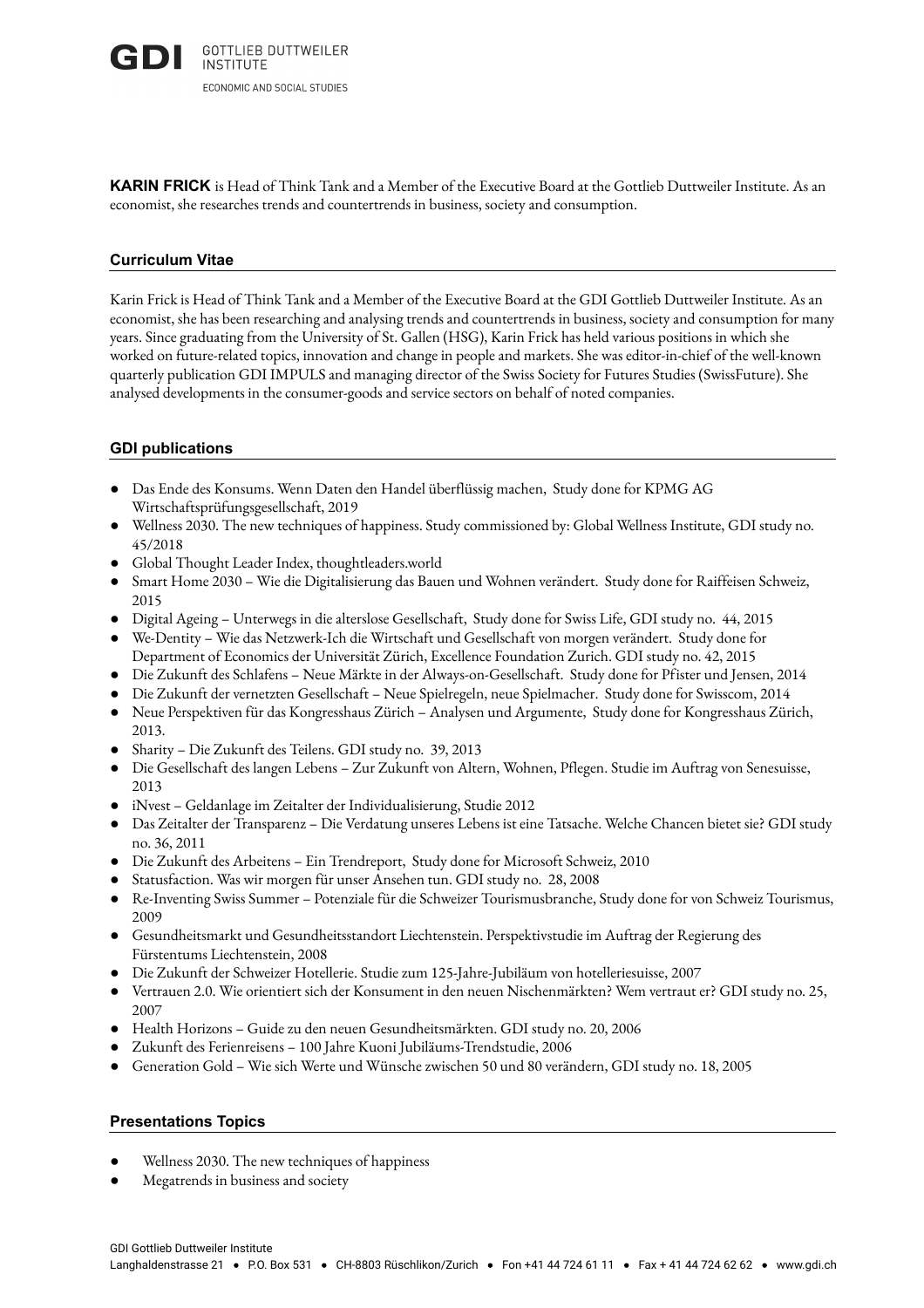**KARIN FRICK** is Head of Think Tank and a Member of the Executive Board at the Gottlieb Duttweiler Institute. As an economist, she researches trends and countertrends in business, society and consumption.

## Curriculum Vitae

Karin Frick is Head of Think Tank and a Member of the Executive Board at the GDI Gottlieb Duttweiler Institute. As an economist, she has been researching and analysing trends and countertrends in business, society and consumption for many years. Since graduating from the University of St. Gallen (HSG), Karin Frick has held various positions in which she worked on future-related topics, innovation and change in people and markets. She was editor-in-chief of the well-known quarterly publication GDI IMPULS and managing director of the Swiss Society for Futures Studies (SwissFuture). She analysed developments in the consumer-goods and service sectors on behalf of noted companies.

## GDI publications

- Das Ende des Konsums. Wenn Daten den Handel überflüssig machen, Study done for KPMG AG Wirtschaftsprüfungsgesellschaft, 2019
- Wellness 2030. The new techniques of happiness. Study commissioned by: Global Wellness Institute, GDI study no. 45/2018
- Global Thought Leader Index, thoughtleaders.world
- Smart Home 2030 – Wie die Digitalisierung das Bauen und Wohnen verändert. Study done for Raiffeisen Schweiz, 2015
- Digital Ageing – Unterwegs in die alterslose Gesellschaft, Study done for Swiss Life, GDI study no. 44, 2015
- We-Dentity – Wie das Netzwerk-Ich die Wirtschaft und Gesellschaft von morgen verändert. Study done for Department of Economics der Universität Zürich, Excellence Foundation Zurich. GDI study no. 42, 2015
- Die Zukunft des Schlafens – Neue Märkte in der Always-on-Gesellschaft. Study done for Pfister und Jensen, 2014
- Die Zukunft der vernetzten Gesellschaft – Neue Spielregeln, neue Spielmacher. Study done for Swisscom, 2014
- Neue Perspektiven für das Kongresshaus Zürich – Analysen und Argumente, Study done for Kongresshaus Zürich, 2013.
- Sharity – Die Zukunft des Teilens. GDI study no. 39, 2013
- Die Gesellschaft des langen Lebens – Zur Zukunft von Altern, Wohnen, Pflegen. Studie im Auftrag von Senesuisse, 2013
- iNvest – Geldanlage im Zeitalter der Individualisierung, Studie 2012
- Das Zeitalter der Transparenz – Die Verdatung unseres Lebens ist eine Tatsache. Welche Chancen bietet sie? GDI study no. 36, 2011
- Die Zukunft des Arbeitens – Ein Trendreport, Study done for Microsoft Schweiz, 2010
- Statusfaction. Was wir morgen für unser Ansehen tun. GDI study no. 28, 2008
- Re-Inventing Swiss Summer – Potenziale für die Schweizer Tourismusbranche, Study done for von Schweiz Tourismus, 2009
- Gesundheitsmarkt und Gesundheitsstandort Liechtenstein. Perspektivstudie im Auftrag der Regierung des Fürstentums Liechtenstein, 2008
- Die Zukunft der Schweizer Hotellerie. Studie zum 125-Jahre-Jubiläum von hotelleriesuisse, 2007
- Vertrauen 2.0. Wie orientiert sich der Konsument in den neuen Nischenmärkten? Wem vertraut er? GDI study no. 25, 2007
- Health Horizons – Guide zu den neuen Gesundheitsmärkten. GDI study no. 20, 2006
- Zukunft des Ferienreisens – 100 Jahre Kuoni Jubiläums-Trendstudie, 2006
- Generation Gold – Wie sich Werte und Wünsche zwischen 50 und 80 verändern, GDI study no. 18, 2005

## Presentations Topics

- Wellness 2030. The new techniques of happiness
- Megatrends in business and society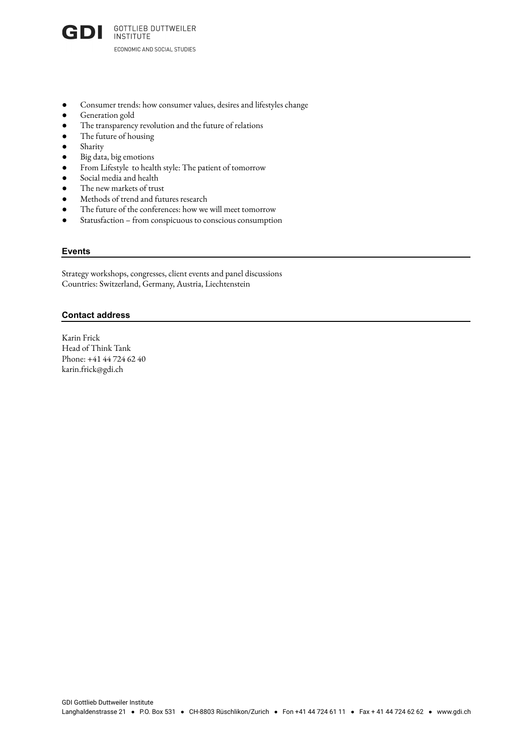- Consumer trends: how consumer values, desires and lifestyles change
- Generation gold
- The transparency revolution and the future of relations
- The future of housing
- Sharity
- Big data, big emotions
- From Lifestyle to health style: The patient of tomorrow
- Social media and health
- The new markets of trust
- Methods of trend and futures research
- The future of the conferences: how we will meet tomorrow
- Statusfaction – from conspicuous to conscious consumption

## Events

Strategy workshops, congresses, client events and panel discussions
Countries: Switzerland, Germany, Austria, Liechtenstein

## Contact address

Karin Frick
Head of Think Tank
Phone: +41 44 724 62 40
karin.frick@gdi.ch